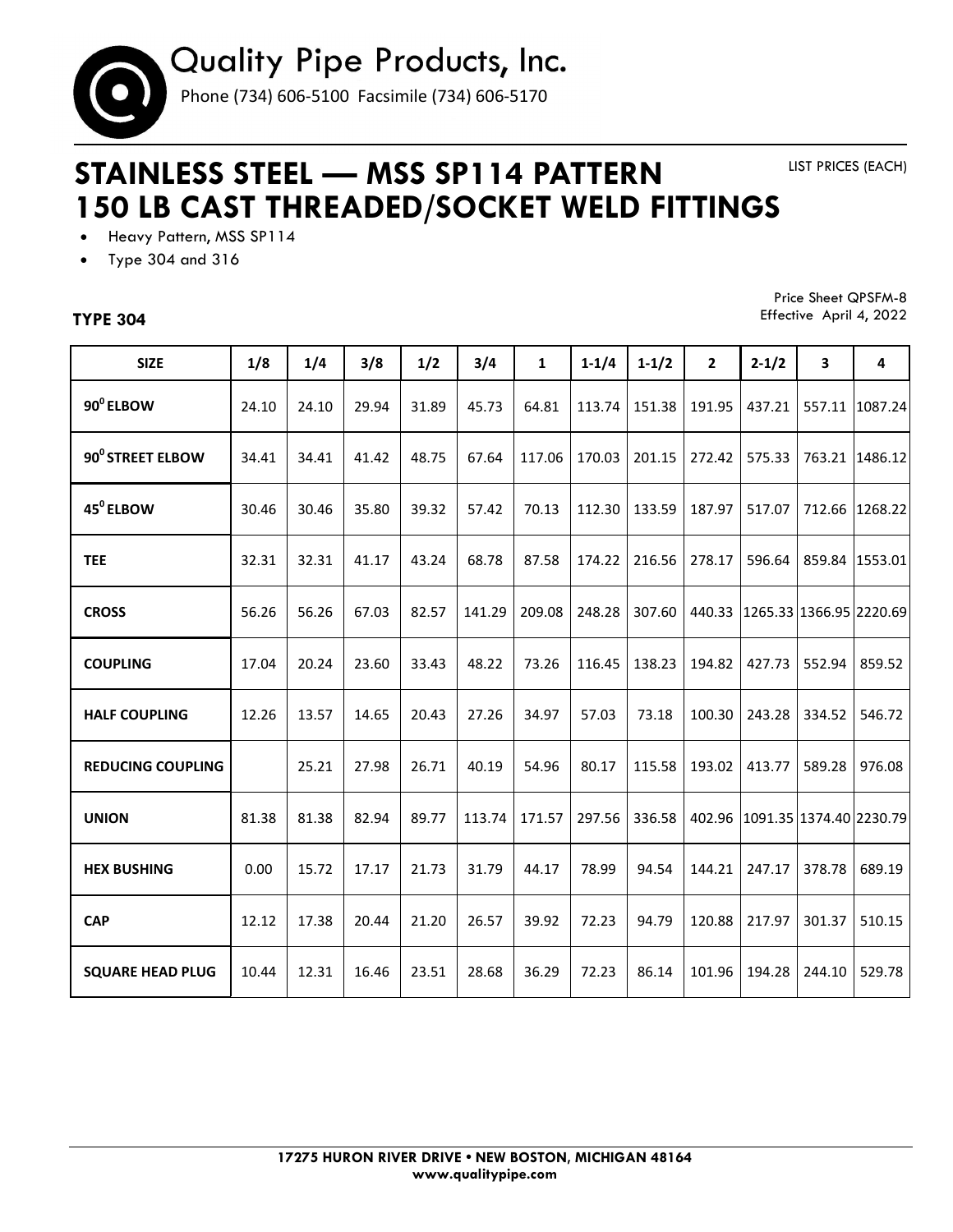# Quality Pipe Products, Inc.

Phone (734) 606-5100 Facsimile (734) 606-5170

## STAINLESS STEEL — MSS SP114 PATTERN 150 LB CAST THREADED/SOCKET WELD FITTINGS

LIST PRICES (EACH)

- Heavy Pattern, MSS SP114
- Type 304 and 316

Price Sheet QPSFM-8
Effective April 4, 2022

### TYPE 304

| SIZE | 1/8 | 1/4 | 3/8 | 1/2 | 3/4 | 1 | 1-1/4 | 1-1/2 | 2 | 2-1/2 | 3 | 4 |
|---|---|---|---|---|---|---|---|---|---|---|---|---|
| **90° ELBOW** | 24.10 | 24.10 | 29.94 | 31.89 | 45.73 | 64.81 | 113.74 | 151.38 | 191.95 | 437.21 | 557.11 | 1087.24 |
| **90° STREET ELBOW** | 34.41 | 34.41 | 41.42 | 48.75 | 67.64 | 117.06 | 170.03 | 201.15 | 272.42 | 575.33 | 763.21 | 1486.12 |
| **45° ELBOW** | 30.46 | 30.46 | 35.80 | 39.32 | 57.42 | 70.13 | 112.30 | 133.59 | 187.97 | 517.07 | 712.66 | 1268.22 |
| **TEE** | 32.31 | 32.31 | 41.17 | 43.24 | 68.78 | 87.58 | 174.22 | 216.56 | 278.17 | 596.64 | 859.84 | 1553.01 |
| **CROSS** | 56.26 | 56.26 | 67.03 | 82.57 | 141.29 | 209.08 | 248.28 | 307.60 | 440.33 | 1265.33 | 1366.95 | 2220.69 |
| **COUPLING** | 17.04 | 20.24 | 23.60 | 33.43 | 48.22 | 73.26 | 116.45 | 138.23 | 194.82 | 427.73 | 552.94 | 859.52 |
| **HALF COUPLING** | 12.26 | 13.57 | 14.65 | 20.43 | 27.26 | 34.97 | 57.03 | 73.18 | 100.30 | 243.28 | 334.52 | 546.72 |
| **REDUCING COUPLING** | | 25.21 | 27.98 | 26.71 | 40.19 | 54.96 | 80.17 | 115.58 | 193.02 | 413.77 | 589.28 | 976.08 |
| **UNION** | 81.38 | 81.38 | 82.94 | 89.77 | 113.74 | 171.57 | 297.56 | 336.58 | 402.96 | 1091.35 | 1374.40 | 2230.79 |
| **HEX BUSHING** | 0.00 | 15.72 | 17.17 | 21.73 | 31.79 | 44.17 | 78.99 | 94.54 | 144.21 | 247.17 | 378.78 | 689.19 |
| **CAP** | 12.12 | 17.38 | 20.44 | 21.20 | 26.57 | 39.92 | 72.23 | 94.79 | 120.88 | 217.97 | 301.37 | 510.15 |
| **SQUARE HEAD PLUG** | 10.44 | 12.31 | 16.46 | 23.51 | 28.68 | 36.29 | 72.23 | 86.14 | 101.96 | 194.28 | 244.10 | 529.78 |

**17275 HURON RIVER DRIVE • NEW BOSTON, MICHIGAN 48164**
**www.qualitypipe.com**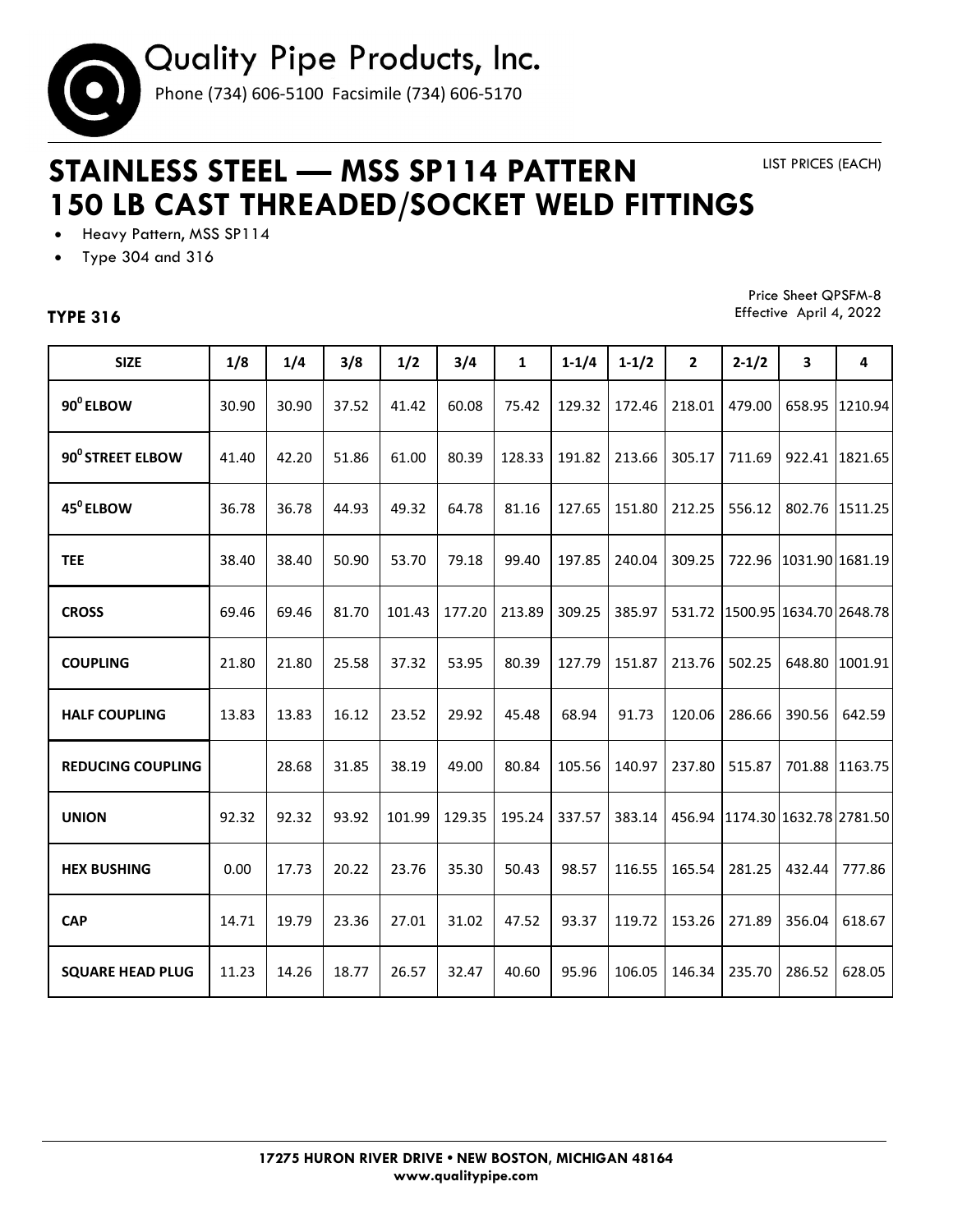Quality Pipe Products, Inc.

Phone (734) 606-5100 Facsimile (734) 606-5170

# STAINLESS STEEL — MSS SP114 PATTERN 150 LB CAST THREADED/SOCKET WELD FITTINGS

LIST PRICES (EACH)

- Heavy Pattern, MSS SP114
- Type 304 and 316

Price Sheet QPSFM-8
Effective April 4, 2022

**TYPE 316**

| SIZE | 1/8 | 1/4 | 3/8 | 1/2 | 3/4 | 1 | 1-1/4 | 1-1/2 | 2 | 2-1/2 | 3 | 4 |
|---|---|---|---|---|---|---|---|---|---|---|---|---|
| 90° ELBOW | 30.90 | 30.90 | 37.52 | 41.42 | 60.08 | 75.42 | 129.32 | 172.46 | 218.01 | 479.00 | 658.95 | 1210.94 |
| 90° STREET ELBOW | 41.40 | 42.20 | 51.86 | 61.00 | 80.39 | 128.33 | 191.82 | 213.66 | 305.17 | 711.69 | 922.41 | 1821.65 |
| 45° ELBOW | 36.78 | 36.78 | 44.93 | 49.32 | 64.78 | 81.16 | 127.65 | 151.80 | 212.25 | 556.12 | 802.76 | 1511.25 |
| TEE | 38.40 | 38.40 | 50.90 | 53.70 | 79.18 | 99.40 | 197.85 | 240.04 | 309.25 | 722.96 | 1031.90 | 1681.19 |
| CROSS | 69.46 | 69.46 | 81.70 | 101.43 | 177.20 | 213.89 | 309.25 | 385.97 | 531.72 | 1500.95 | 1634.70 | 2648.78 |
| COUPLING | 21.80 | 21.80 | 25.58 | 37.32 | 53.95 | 80.39 | 127.79 | 151.87 | 213.76 | 502.25 | 648.80 | 1001.91 |
| HALF COUPLING | 13.83 | 13.83 | 16.12 | 23.52 | 29.92 | 45.48 | 68.94 | 91.73 | 120.06 | 286.66 | 390.56 | 642.59 |
| REDUCING COUPLING | | 28.68 | 31.85 | 38.19 | 49.00 | 80.84 | 105.56 | 140.97 | 237.80 | 515.87 | 701.88 | 1163.75 |
| UNION | 92.32 | 92.32 | 93.92 | 101.99 | 129.35 | 195.24 | 337.57 | 383.14 | 456.94 | 1174.30 | 1632.78 | 2781.50 |
| HEX BUSHING | 0.00 | 17.73 | 20.22 | 23.76 | 35.30 | 50.43 | 98.57 | 116.55 | 165.54 | 281.25 | 432.44 | 777.86 |
| CAP | 14.71 | 19.79 | 23.36 | 27.01 | 31.02 | 47.52 | 93.37 | 119.72 | 153.26 | 271.89 | 356.04 | 618.67 |
| SQUARE HEAD PLUG | 11.23 | 14.26 | 18.77 | 26.57 | 32.47 | 40.60 | 95.96 | 106.05 | 146.34 | 235.70 | 286.52 | 628.05 |

**17275 HURON RIVER DRIVE • NEW BOSTON, MICHIGAN 48164**
**www.qualitypipe.com**